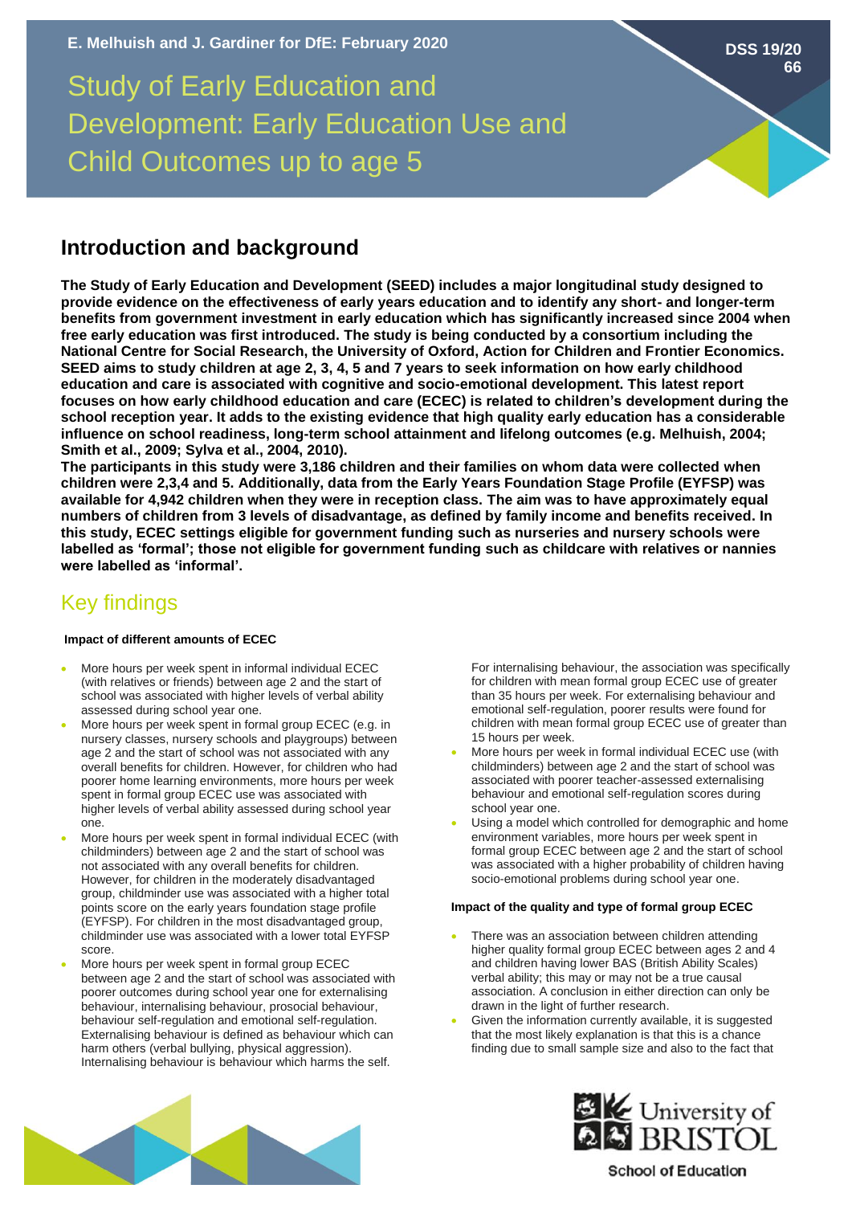E. Melhuish and J. Gardiner for DfE: February 2020

DSS 19/20 66

# Study of Early Education and Development: Early Education Use and Child Outcomes up to age 5

## Introduction and background

**The Study of Early Education and Development (SEED) includes a major longitudinal study designed to provide evidence on the effectiveness of early years education and to identify any short- and longer-term benefits from government investment in early education which has significantly increased since 2004 when free early education was first introduced. The study is being conducted by a consortium including the National Centre for Social Research, the University of Oxford, Action for Children and Frontier Economics. SEED aims to study children at age 2, 3, 4, 5 and 7 years to seek information on how early childhood education and care is associated with cognitive and socio-emotional development. This latest report focuses on how early childhood education and care (ECEC) is related to children's development during the school reception year. It adds to the existing evidence that high quality early education has a considerable influence on school readiness, long-term school attainment and lifelong outcomes (e.g. Melhuish, 2004; Smith et al., 2009; Sylva et al., 2004, 2010).**

**The participants in this study were 3,186 children and their families on whom data were collected when children were 2,3,4 and 5. Additionally, data from the Early Years Foundation Stage Profile (EYFSP) was available for 4,942 children when they were in reception class. The aim was to have approximately equal numbers of children from 3 levels of disadvantage, as defined by family income and benefits received. In this study, ECEC settings eligible for government funding such as nurseries and nursery schools were labelled as 'formal'; those not eligible for government funding such as childcare with relatives or nannies were labelled as 'informal'.**

## Key findings

**Impact of different amounts of ECEC**

- More hours per week spent in informal individual ECEC (with relatives or friends) between age 2 and the start of school was associated with higher levels of verbal ability assessed during school year one.
- More hours per week spent in formal group ECEC (e.g. in nursery classes, nursery schools and playgroups) between age 2 and the start of school was not associated with any overall benefits for children. However, for children who had poorer home learning environments, more hours per week spent in formal group ECEC use was associated with higher levels of verbal ability assessed during school year one.
- More hours per week spent in formal individual ECEC (with childminders) between age 2 and the start of school was not associated with any overall benefits for children. However, for children in the moderately disadvantaged group, childminder use was associated with a higher total points score on the early years foundation stage profile (EYFSP). For children in the most disadvantaged group, childminder use was associated with a lower total EYFSP score.
- More hours per week spent in formal group ECEC between age 2 and the start of school was associated with poorer outcomes during school year one for externalising behaviour, internalising behaviour, prosocial behaviour, behaviour self-regulation and emotional self-regulation. Externalising behaviour is defined as behaviour which can harm others (verbal bullying, physical aggression). Internalising behaviour is behaviour which harms the self. For internalising behaviour, the association was specifically for children with mean formal group ECEC use of greater than 35 hours per week. For externalising behaviour and emotional self-regulation, poorer results were found for children with mean formal group ECEC use of greater than 15 hours per week.
- More hours per week in formal individual ECEC use (with childminders) between age 2 and the start of school was associated with poorer teacher-assessed externalising behaviour and emotional self-regulation scores during school year one.
- Using a model which controlled for demographic and home environment variables, more hours per week spent in formal group ECEC between age 2 and the start of school was associated with a higher probability of children having socio-emotional problems during school year one.

**Impact of the quality and type of formal group ECEC**

- There was an association between children attending higher quality formal group ECEC between ages 2 and 4 and children having lower BAS (British Ability Scales) verbal ability; this may or may not be a true causal association. A conclusion in either direction can only be drawn in the light of further research.
- Given the information currently available, it is suggested that the most likely explanation is that this is a chance finding due to small sample size and also to the fact that

University of BRISTOL
School of Education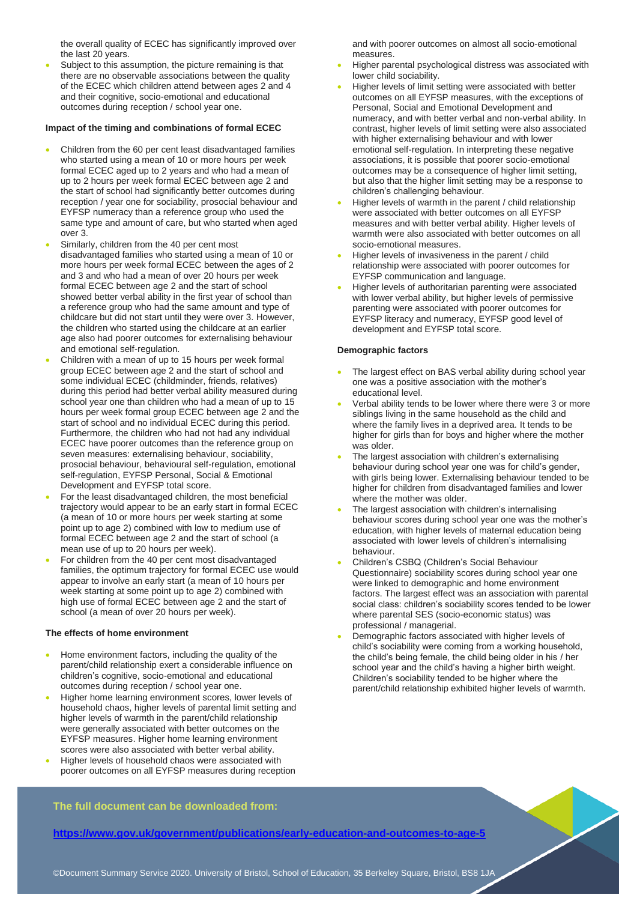the overall quality of ECEC has significantly improved over the last 20 years.

- Subject to this assumption, the picture remaining is that there are no observable associations between the quality of the ECEC which children attend between ages 2 and 4 and their cognitive, socio-emotional and educational outcomes during reception / school year one.

**Impact of the timing and combinations of formal ECEC**

- Children from the 60 per cent least disadvantaged families who started using a mean of 10 or more hours per week formal ECEC aged up to 2 years and who had a mean of up to 2 hours per week formal ECEC between age 2 and the start of school had significantly better outcomes during reception / year one for sociability, prosocial behaviour and EYFSP numeracy than a reference group who used the same type and amount of care, but who started when aged over 3.
- Similarly, children from the 40 per cent most disadvantaged families who started using a mean of 10 or more hours per week formal ECEC between the ages of 2 and 3 and who had a mean of over 20 hours per week formal ECEC between age 2 and the start of school showed better verbal ability in the first year of school than a reference group who had the same amount and type of childcare but did not start until they were over 3. However, the children who started using the childcare at an earlier age also had poorer outcomes for externalising behaviour and emotional self-regulation.
- Children with a mean of up to 15 hours per week formal group ECEC between age 2 and the start of school and some individual ECEC (childminder, friends, relatives) during this period had better verbal ability measured during school year one than children who had a mean of up to 15 hours per week formal group ECEC between age 2 and the start of school and no individual ECEC during this period. Furthermore, the children who had not had any individual ECEC have poorer outcomes than the reference group on seven measures: externalising behaviour, sociability, prosocial behaviour, behavioural self-regulation, emotional self-regulation, EYFSP Personal, Social & Emotional Development and EYFSP total score.
- For the least disadvantaged children, the most beneficial trajectory would appear to be an early start in formal ECEC (a mean of 10 or more hours per week starting at some point up to age 2) combined with low to medium use of formal ECEC between age 2 and the start of school (a mean use of up to 20 hours per week).
- For children from the 40 per cent most disadvantaged families, the optimum trajectory for formal ECEC use would appear to involve an early start (a mean of 10 hours per week starting at some point up to age 2) combined with high use of formal ECEC between age 2 and the start of school (a mean of over 20 hours per week).

**The effects of home environment**

- Home environment factors, including the quality of the parent/child relationship exert a considerable influence on children's cognitive, socio-emotional and educational outcomes during reception / school year one.
- Higher home learning environment scores, lower levels of household chaos, higher levels of parental limit setting and higher levels of warmth in the parent/child relationship were generally associated with better outcomes on the EYFSP measures. Higher home learning environment scores were also associated with better verbal ability.
- Higher levels of household chaos were associated with poorer outcomes on all EYFSP measures during reception and with poorer outcomes on almost all socio-emotional measures.
- Higher parental psychological distress was associated with lower child sociability.
- Higher levels of limit setting were associated with better outcomes on all EYFSP measures, with the exceptions of Personal, Social and Emotional Development and numeracy, and with better verbal and non-verbal ability. In contrast, higher levels of limit setting were also associated with higher externalising behaviour and with lower emotional self-regulation. In interpreting these negative associations, it is possible that poorer socio-emotional outcomes may be a consequence of higher limit setting, but also that the higher limit setting may be a response to children's challenging behaviour.
- Higher levels of warmth in the parent / child relationship were associated with better outcomes on all EYFSP measures and with better verbal ability. Higher levels of warmth were also associated with better outcomes on all socio-emotional measures.
- Higher levels of invasiveness in the parent / child relationship were associated with poorer outcomes for EYFSP communication and language.
- Higher levels of authoritarian parenting were associated with lower verbal ability, but higher levels of permissive parenting were associated with poorer outcomes for EYFSP literacy and numeracy, EYFSP good level of development and EYFSP total score.

**Demographic factors**

- The largest effect on BAS verbal ability during school year one was a positive association with the mother's educational level.
- Verbal ability tends to be lower where there were 3 or more siblings living in the same household as the child and where the family lives in a deprived area. It tends to be higher for girls than for boys and higher where the mother was older.
- The largest association with children's externalising behaviour during school year one was for child's gender, with girls being lower. Externalising behaviour tended to be higher for children from disadvantaged families and lower where the mother was older.
- The largest association with children's internalising behaviour scores during school year one was the mother's education, with higher levels of maternal education being associated with lower levels of children's internalising behaviour.
- Children's CSBQ (Children's Social Behaviour Questionnaire) sociability scores during school year one were linked to demographic and home environment factors. The largest effect was an association with parental social class: children's sociability scores tended to be lower where parental SES (socio-economic status) was professional / managerial.
- Demographic factors associated with higher levels of child's sociability were coming from a working household, the child's being female, the child being older in his / her school year and the child's having a higher birth weight. Children's sociability tended to be higher where the parent/child relationship exhibited higher levels of warmth.

**The full document can be downloaded from:**

https://www.gov.uk/government/publications/early-education-and-outcomes-to-age-5

©Document Summary Service 2020. University of Bristol, School of Education, 35 Berkeley Square, Bristol, BS8 1JA